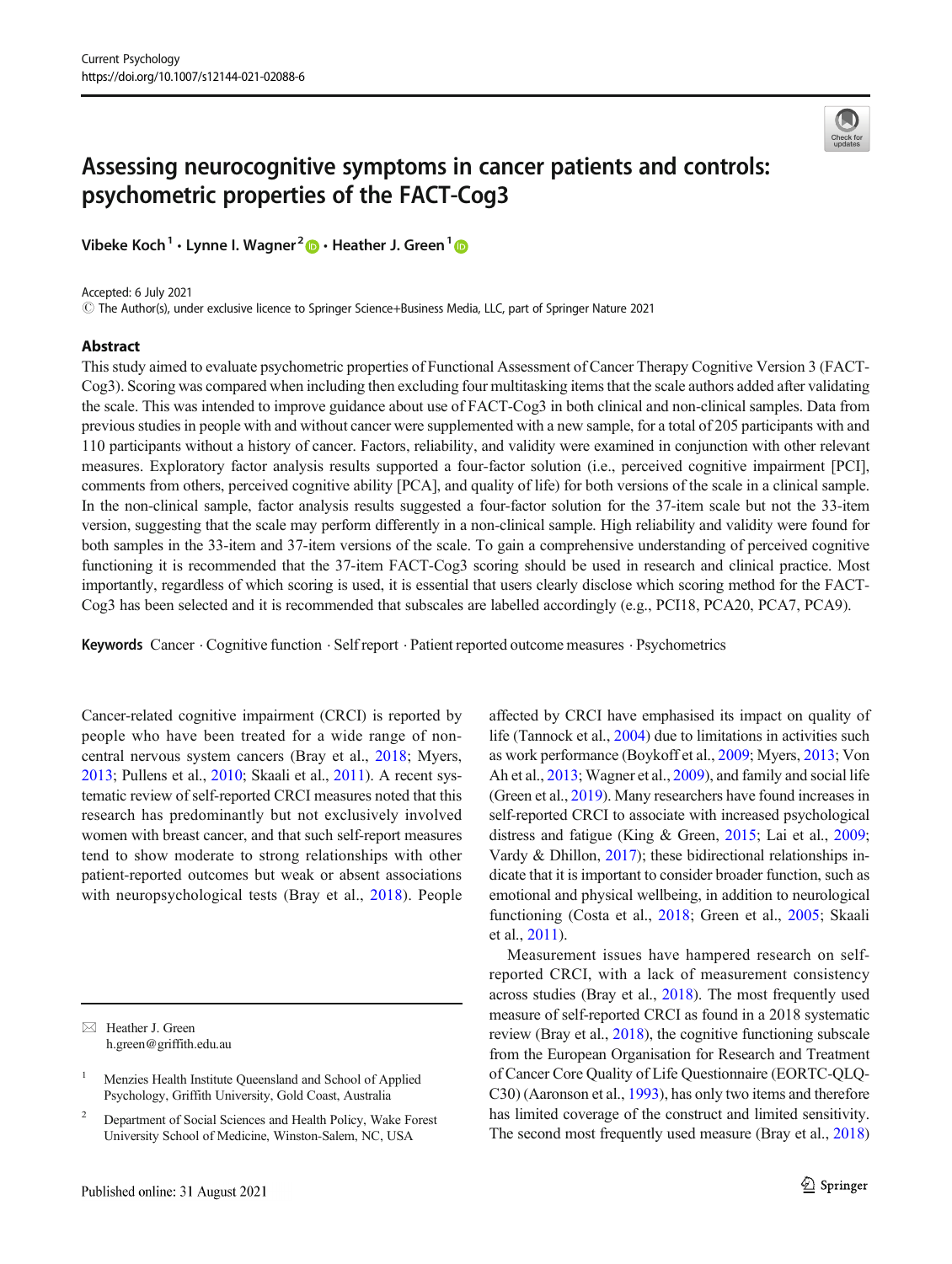# Assessing neurocognitive symptoms in cancer patients and controls: psychometric properties of the FACT-Cog3

Vibeke Koch[1] · Lynne I. Wagner[2] · Heather J. Green[1]

Accepted: 6 July 2021
© The Author(s), under exclusive licence to Springer Science+Business Media, LLC, part of Springer Nature 2021

## Abstract

This study aimed to evaluate psychometric properties of Functional Assessment of Cancer Therapy Cognitive Version 3 (FACT-Cog3). Scoring was compared when including then excluding four multitasking items that the scale authors added after validating the scale. This was intended to improve guidance about use of FACT-Cog3 in both clinical and non-clinical samples. Data from previous studies in people with and without cancer were supplemented with a new sample, for a total of 205 participants with and 110 participants without a history of cancer. Factors, reliability, and validity were examined in conjunction with other relevant measures. Exploratory factor analysis results supported a four-factor solution (i.e., perceived cognitive impairment [PCI], comments from others, perceived cognitive ability [PCA], and quality of life) for both versions of the scale in a clinical sample. In the non-clinical sample, factor analysis results suggested a four-factor solution for the 37-item scale but not the 33-item version, suggesting that the scale may perform differently in a non-clinical sample. High reliability and validity were found for both samples in the 33-item and 37-item versions of the scale. To gain a comprehensive understanding of perceived cognitive functioning it is recommended that the 37-item FACT-Cog3 scoring should be used in research and clinical practice. Most importantly, regardless of which scoring is used, it is essential that users clearly disclose which scoring method for the FACT-Cog3 has been selected and it is recommended that subscales are labelled accordingly (e.g., PCI18, PCA20, PCA7, PCA9).

**Keywords** Cancer · Cognitive function · Self report · Patient reported outcome measures · Psychometrics

Cancer-related cognitive impairment (CRCI) is reported by people who have been treated for a wide range of non-central nervous system cancers (Bray et al., 2018; Myers, 2013; Pullens et al., 2010; Skaali et al., 2011). A recent systematic review of self-reported CRCI measures noted that this research has predominantly but not exclusively involved women with breast cancer, and that such self-report measures tend to show moderate to strong relationships with other patient-reported outcomes but weak or absent associations with neuropsychological tests (Bray et al., 2018). People affected by CRCI have emphasised its impact on quality of life (Tannock et al., 2004) due to limitations in activities such as work performance (Boykoff et al., 2009; Myers, 2013; Von Ah et al., 2013; Wagner et al., 2009), and family and social life (Green et al., 2019). Many researchers have found increases in self-reported CRCI to associate with increased psychological distress and fatigue (King & Green, 2015; Lai et al., 2009; Vardy & Dhillon, 2017); these bidirectional relationships indicate that it is important to consider broader function, such as emotional and physical wellbeing, in addition to neurological functioning (Costa et al., 2018; Green et al., 2005; Skaali et al., 2011).

Measurement issues have hampered research on self-reported CRCI, with a lack of measurement consistency across studies (Bray et al., 2018). The most frequently used measure of self-reported CRCI as found in a 2018 systematic review (Bray et al., 2018), the cognitive functioning subscale from the European Organisation for Research and Treatment of Cancer Core Quality of Life Questionnaire (EORTC-QLQ-C30) (Aaronson et al., 1993), has only two items and therefore has limited coverage of the construct and limited sensitivity. The second most frequently used measure (Bray et al., 2018)

✉ Heather J. Green
h.green@griffith.edu.au

[1] Menzies Health Institute Queensland and School of Applied Psychology, Griffith University, Gold Coast, Australia

[2] Department of Social Sciences and Health Policy, Wake Forest University School of Medicine, Winston-Salem, NC, USA

Published online: 31 August 2021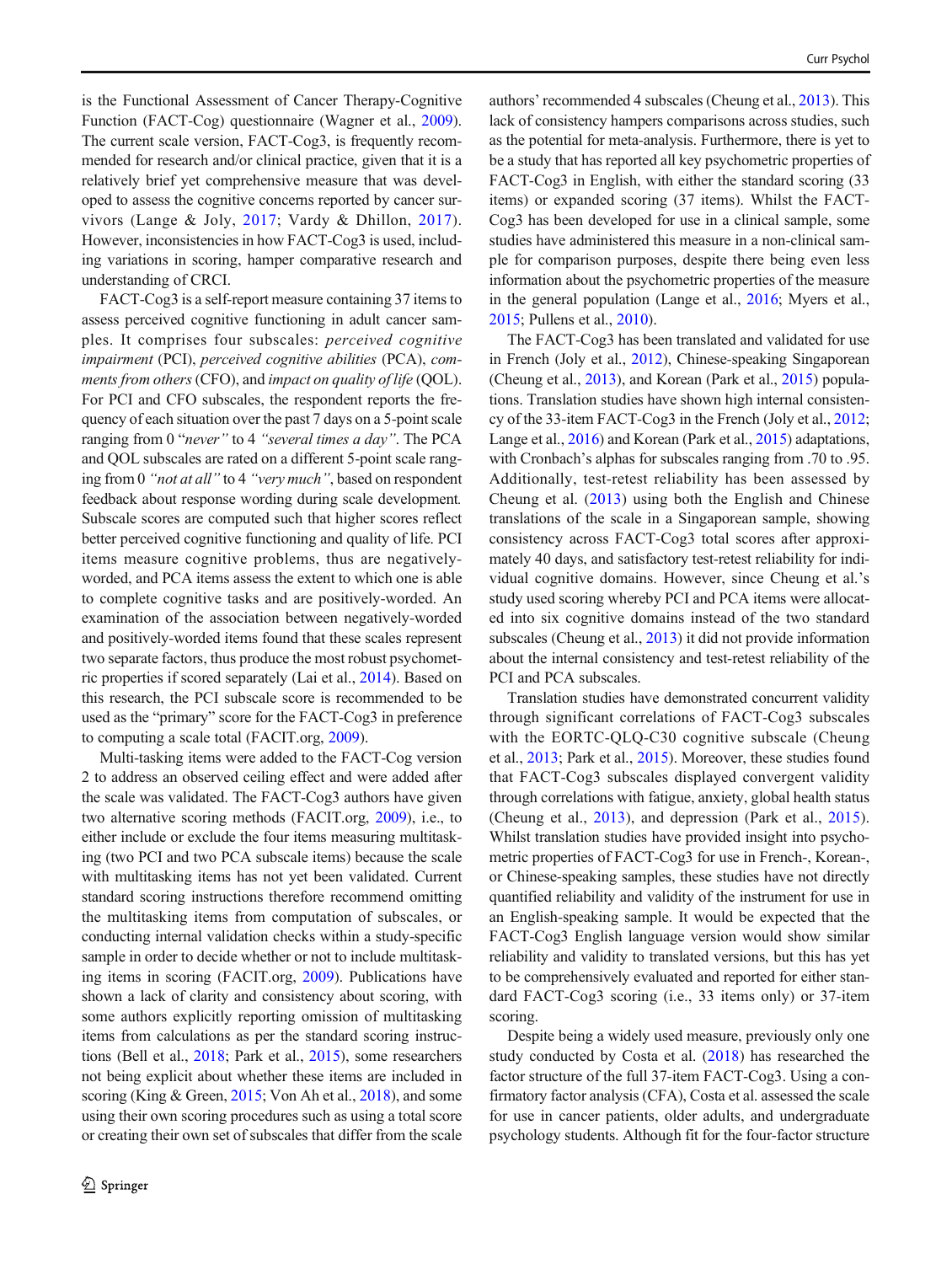is the Functional Assessment of Cancer Therapy-Cognitive Function (FACT-Cog) questionnaire (Wagner et al., 2009). The current scale version, FACT-Cog3, is frequently recommended for research and/or clinical practice, given that it is a relatively brief yet comprehensive measure that was developed to assess the cognitive concerns reported by cancer survivors (Lange & Joly, 2017; Vardy & Dhillon, 2017). However, inconsistencies in how FACT-Cog3 is used, including variations in scoring, hamper comparative research and understanding of CRCI.

FACT-Cog3 is a self-report measure containing 37 items to assess perceived cognitive functioning in adult cancer samples. It comprises four subscales: *perceived cognitive impairment* (PCI), *perceived cognitive abilities* (PCA), *comments from others* (CFO), and *impact on quality of life* (QOL). For PCI and CFO subscales, the respondent reports the frequency of each situation over the past 7 days on a 5-point scale ranging from 0 "*never*" to 4 *"several times a day"*. The PCA and QOL subscales are rated on a different 5-point scale ranging from 0 *"not at all"* to 4 *"very much"*, based on respondent feedback about response wording during scale development. Subscale scores are computed such that higher scores reflect better perceived cognitive functioning and quality of life. PCI items measure cognitive problems, thus are negatively-worded, and PCA items assess the extent to which one is able to complete cognitive tasks and are positively-worded. An examination of the association between negatively-worded and positively-worded items found that these scales represent two separate factors, thus produce the most robust psychometric properties if scored separately (Lai et al., 2014). Based on this research, the PCI subscale score is recommended to be used as the "primary" score for the FACT-Cog3 in preference to computing a scale total (FACT.org, 2009).

Multi-tasking items were added to the FACT-Cog version 2 to address an observed ceiling effect and were added after the scale was validated. The FACT-Cog3 authors have given two alternative scoring methods (FACIT.org, 2009), i.e., to either include or exclude the four items measuring multitasking (two PCI and two PCA subscale items) because the scale with multitasking items has not yet been validated. Current standard scoring instructions therefore recommend omitting the multitasking items from computation of subscales, or conducting internal validation checks within a study-specific sample in order to decide whether or not to include multitasking items in scoring (FACIT.org, 2009). Publications have shown a lack of clarity and consistency about scoring, with some authors explicitly reporting omission of multitasking items from calculations as per the standard scoring instructions (Bell et al., 2018; Park et al., 2015), some researchers not being explicit about whether these items are included in scoring (King & Green, 2015; Von Ah et al., 2018), and some using their own scoring procedures such as using a total score or creating their own set of subscales that differ from the scale authors' recommended 4 subscales (Cheung et al., 2013). This lack of consistency hampers comparisons across studies, such as the potential for meta-analysis. Furthermore, there is yet to be a study that has reported all key psychometric properties of FACT-Cog3 in English, with either the standard scoring (33 items) or expanded scoring (37 items). Whilst the FACT-Cog3 has been developed for use in a clinical sample, some studies have administered this measure in a non-clinical sample for comparison purposes, despite there being even less information about the psychometric properties of the measure in the general population (Lange et al., 2016; Myers et al., 2015; Pullens et al., 2010).

The FACT-Cog3 has been translated and validated for use in French (Joly et al., 2012), Chinese-speaking Singaporean (Cheung et al., 2013), and Korean (Park et al., 2015) populations. Translation studies have shown high internal consistency of the 33-item FACT-Cog3 in the French (Joly et al., 2012; Lange et al., 2016) and Korean (Park et al., 2015) adaptations, with Cronbach's alphas for subscales ranging from .70 to .95. Additionally, test-retest reliability has been assessed by Cheung et al. (2013) using both the English and Chinese translations of the scale in a Singaporean sample, showing consistency across FACT-Cog3 total scores after approximately 40 days, and satisfactory test-retest reliability for individual cognitive domains. However, since Cheung et al.'s study used scoring whereby PCI and PCA items were allocated into six cognitive domains instead of the two standard subscales (Cheung et al., 2013) it did not provide information about the internal consistency and test-retest reliability of the PCI and PCA subscales.

Translation studies have demonstrated concurrent validity through significant correlations of FACT-Cog3 subscales with the EORTC-QLQ-C30 cognitive subscale (Cheung et al., 2013; Park et al., 2015). Moreover, these studies found that FACT-Cog3 subscales displayed convergent validity through correlations with fatigue, anxiety, global health status (Cheung et al., 2013), and depression (Park et al., 2015). Whilst translation studies have provided insight into psychometric properties of FACT-Cog3 for use in French-, Korean-, or Chinese-speaking samples, these studies have not directly quantified reliability and validity of the instrument for use in an English-speaking sample. It would be expected that the FACT-Cog3 English language version would show similar reliability and validity to translated versions, but this has yet to be comprehensively evaluated and reported for either standard FACT-Cog3 scoring (i.e., 33 items only) or 37-item scoring.

Despite being a widely used measure, previously only one study conducted by Costa et al. (2018) has researched the factor structure of the full 37-item FACT-Cog3. Using a confirmatory factor analysis (CFA), Costa et al. assessed the scale for use in cancer patients, older adults, and undergraduate psychology students. Although fit for the four-factor structure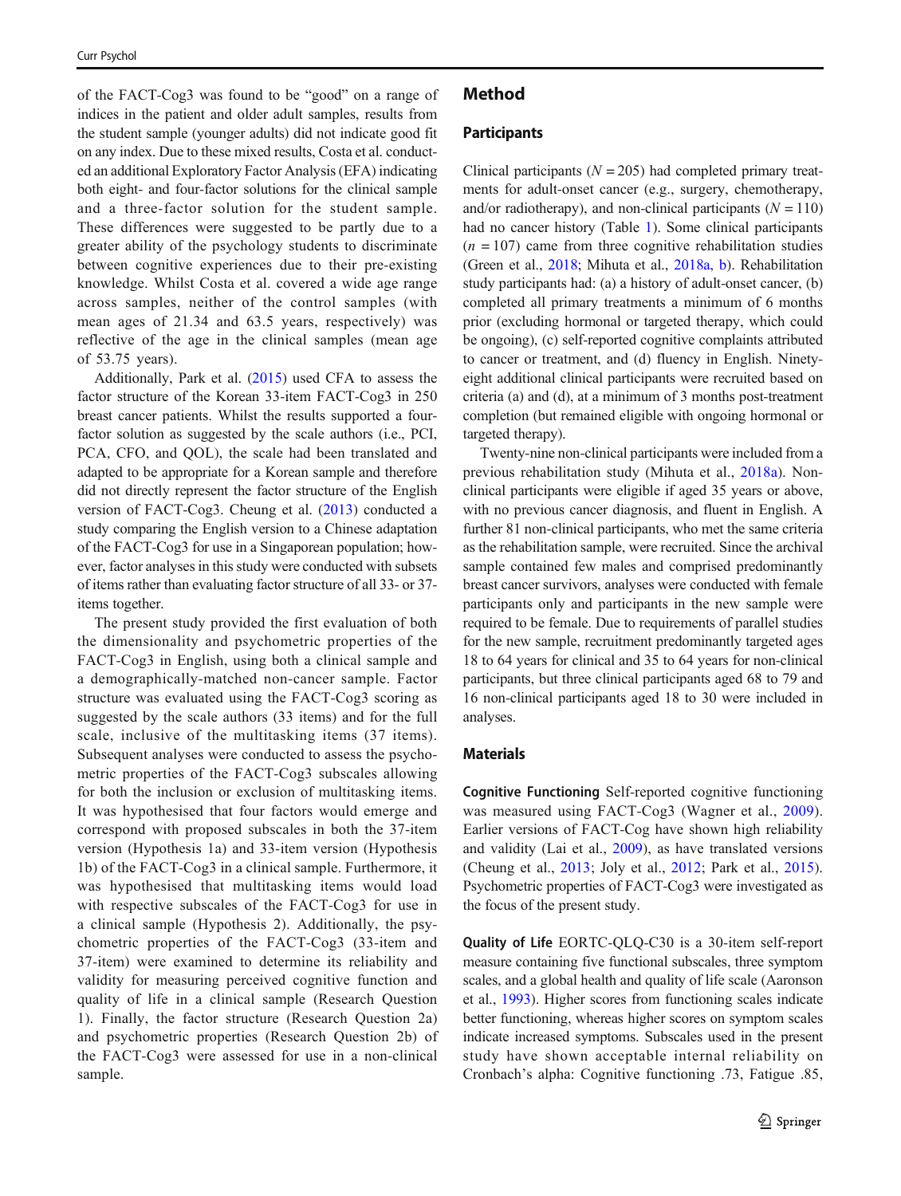of the FACT-Cog3 was found to be "good" on a range of indices in the patient and older adult samples, results from the student sample (younger adults) did not indicate good fit on any index. Due to these mixed results, Costa et al. conducted an additional Exploratory Factor Analysis (EFA) indicating both eight- and four-factor solutions for the clinical sample and a three-factor solution for the student sample. These differences were suggested to be partly due to a greater ability of the psychology students to discriminate between cognitive experiences due to their pre-existing knowledge. Whilst Costa et al. covered a wide age range across samples, neither of the control samples (with mean ages of 21.34 and 63.5 years, respectively) was reflective of the age in the clinical samples (mean age of 53.75 years).

Additionally, Park et al. (2015) used CFA to assess the factor structure of the Korean 33-item FACT-Cog3 in 250 breast cancer patients. Whilst the results supported a four-factor solution as suggested by the scale authors (i.e., PCI, PCA, CFO, and QOL), the scale had been translated and adapted to be appropriate for a Korean sample and therefore did not directly represent the factor structure of the English version of FACT-Cog3. Cheung et al. (2013) conducted a study comparing the English version to a Chinese adaptation of the FACT-Cog3 for use in a Singaporean population; however, factor analyses in this study were conducted with subsets of items rather than evaluating factor structure of all 33- or 37-items together.

The present study provided the first evaluation of both the dimensionality and psychometric properties of the FACT-Cog3 in English, using both a clinical sample and a demographically-matched non-cancer sample. Factor structure was evaluated using the FACT-Cog3 scoring as suggested by the scale authors (33 items) and for the full scale, inclusive of the multitasking items (37 items). Subsequent analyses were conducted to assess the psychometric properties of the FACT-Cog3 subscales allowing for both the inclusion or exclusion of multitasking items. It was hypothesised that four factors would emerge and correspond with proposed subscales in both the 37-item version (Hypothesis 1a) and 33-item version (Hypothesis 1b) of the FACT-Cog3 in a clinical sample. Furthermore, it was hypothesised that multitasking items would load with respective subscales of the FACT-Cog3 for use in a clinical sample (Hypothesis 2). Additionally, the psychometric properties of the FACT-Cog3 (33-item and 37-item) were examined to determine its reliability and validity for measuring perceived cognitive function and quality of life in a clinical sample (Research Question 1). Finally, the factor structure (Research Question 2a) and psychometric properties (Research Question 2b) of the FACT-Cog3 were assessed for use in a non-clinical sample.

## Method

### Participants

Clinical participants ($N = 205$) had completed primary treatments for adult-onset cancer (e.g., surgery, chemotherapy, and/or radiotherapy), and non-clinical participants ($N = 110$) had no cancer history (Table 1). Some clinical participants ($n = 107$) came from three cognitive rehabilitation studies (Green et al., 2018; Mihuta et al., 2018a, b). Rehabilitation study participants had: (a) a history of adult-onset cancer, (b) completed all primary treatments a minimum of 6 months prior (excluding hormonal or targeted therapy, which could be ongoing), (c) self-reported cognitive complaints attributed to cancer or treatment, and (d) fluency in English. Ninety-eight additional clinical participants were recruited based on criteria (a) and (d), at a minimum of 3 months post-treatment completion (but remained eligible with ongoing hormonal or targeted therapy).

Twenty-nine non-clinical participants were included from a previous rehabilitation study (Mihuta et al., 2018a). Non-clinical participants were eligible if aged 35 years or above, with no previous cancer diagnosis, and fluent in English. A further 81 non-clinical participants, who met the same criteria as the rehabilitation sample, were recruited. Since the archival sample contained few males and comprised predominantly breast cancer survivors, analyses were conducted with female participants only and participants in the new sample were required to be female. Due to requirements of parallel studies for the new sample, recruitment predominantly targeted ages 18 to 64 years for clinical and 35 to 64 years for non-clinical participants, but three clinical participants aged 68 to 79 and 16 non-clinical participants aged 18 to 30 were included in analyses.

### Materials

**Cognitive Functioning** Self-reported cognitive functioning was measured using FACT-Cog3 (Wagner et al., 2009). Earlier versions of FACT-Cog have shown high reliability and validity (Lai et al., 2009), as have translated versions (Cheung et al., 2013; Joly et al., 2012; Park et al., 2015). Psychometric properties of FACT-Cog3 were investigated as the focus of the present study.

**Quality of Life** EORTC-QLQ-C30 is a 30-item self-report measure containing five functional subscales, three symptom scales, and a global health and quality of life scale (Aaronson et al., 1993). Higher scores from functioning scales indicate better functioning, whereas higher scores on symptom scales indicate increased symptoms. Subscales used in the present study have shown acceptable internal reliability on Cronbach's alpha: Cognitive functioning .73, Fatigue .85,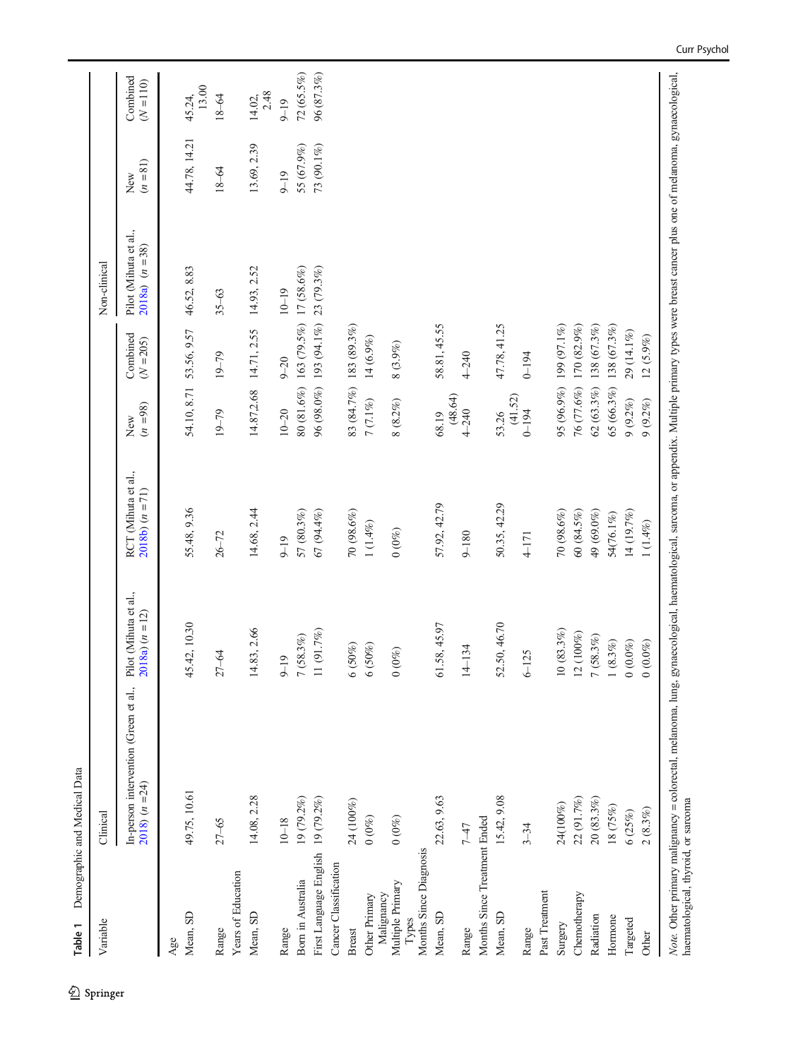**Table 1** Demographic and Medical Data

| Variable | Clinical | | | | | Non-clinical | | |
|---|---|---|---|---|---|---|---|---|
| | In-person intervention (Green et al., 2018) (n = 24) | Pilot (Mihuta et al., 2018a) (n = 12) | RCT (Mihuta et al., 2018b) (n = 71) | New (n = 98) | Combined (N = 205) | Pilot (Mihuta et al., 2018a) (n = 38) | New (n = 81) | Combined (N = 110) |
| Age | | | | | | | | |
| Mean, SD | 49.75, 10.61 | 45.42, 10.30 | 55.48, 9.36 | 54.10, 8.71 | 53.56, 9.57 | 46.52, 8.83 | 44.78, 14.21 | 45.24, 13.00 |
| Range | 27–65 | 27–64 | 26–72 | 19–79 | 19–79 | 35–63 | 18–64 | 18–64 |
| Years of Education | | | | | | | | |
| Mean, SD | 14.08, 2.28 | 14.83, 2.66 | 14.68, 2.44 | 14.87,2.68 | 14.71, 2.55 | 14.93, 2.52 | 13.69, 2.39 | 14.02, 2.48 |
| Range | 10–18 | 9–19 | 9–19 | 10–20 | 9–20 | 10–19 | 9–19 | 9–19 |
| Born in Australia | 19 (79.2%) | 7 (58.3%) | 57 (80.3%) | 80 (81.6%) | 163 (79.5%) | 17 (58.6%) | 55 (67.9%) | 72 (65.5%) |
| First Language English | 19 (79.2%) | 11 (91.7%) | 67 (94.4%) | 96 (98.0%) | 193 (94.1%) | 23 (79.3%) | 73 (90.1%) | 96 (87.3%) |
| Cancer Classification | | | | | | | | |
| Breast | 24 (100%) | 6 (50%) | 70 (98.6%) | 83 (84.7%) | 183 (89.3%) | | | |
| Other Primary Malignancy | 0 (0%) | 6 (50%) | 1 (1.4%) | 7 (7.1%) | 14 (6.9%) | | | |
| Multiple Primary Types | 0 (0%) | 0 (0%) | 0 (0%) | 8 (8.2%) | 8 (3.9%) | | | |
| Months Since Diagnosis | | | | | | | | |
| Mean, SD | 22.63, 9.63 | 61.58, 45.97 | 57.92, 42.79 | 68.19 (48.64) | 58.81, 45.55 | | | |
| Range | 7–47 | 14–134 | 9–180 | 4–240 | 4–240 | | | |
| Months Since Treatment Ended | | | | | | | | |
| Mean, SD | 15.42, 9.08 | 52.50, 46.70 | 50.35, 42.29 | 53.26 (41.52) | 47.78, 41.25 | | | |
| Range | 3–34 | 6–125 | 4–171 | 0–194 | 0–194 | | | |
| Past Treatment | | | | | | | | |
| Surgery | 24(100%) | 10 (83.3%) | 70 (98.6%) | 95 (96.9%) | 199 (97.1%) | | | |
| Chemotherapy | 22 (91.7%) | 12 (100%) | 60 (84.5%) | 76 (77.6%) | 170 (82.9%) | | | |
| Radiation | 20 (83.3%) | 7 (58.3%) | 49 (69.0%) | 62 (63.3%) | 138 (67.3%) | | | |
| Hormone | 18 (75%) | 1 (8.3%) | 54(76.1%) | 65 (66.3%) | 138 (67.3%) | | | |
| Targeted | 6 (25%) | 0 (0.0%) | 14 (19.7%) | 9 (9.2%) | 29 (14.1%) | | | |
| Other | 2 (8.3%) | 0 (0.0%) | 1 (1.4%) | 9 (9.2%) | 12 (5.9%) | | | |

*Note.* Other primary malignancy = colorectal, melanoma, lung, gynaecological, haematological, sarcoma, or appendix. Multiple primary types were breast cancer plus one of melanoma, gynaecological, haematological, thyroid, or sarcoma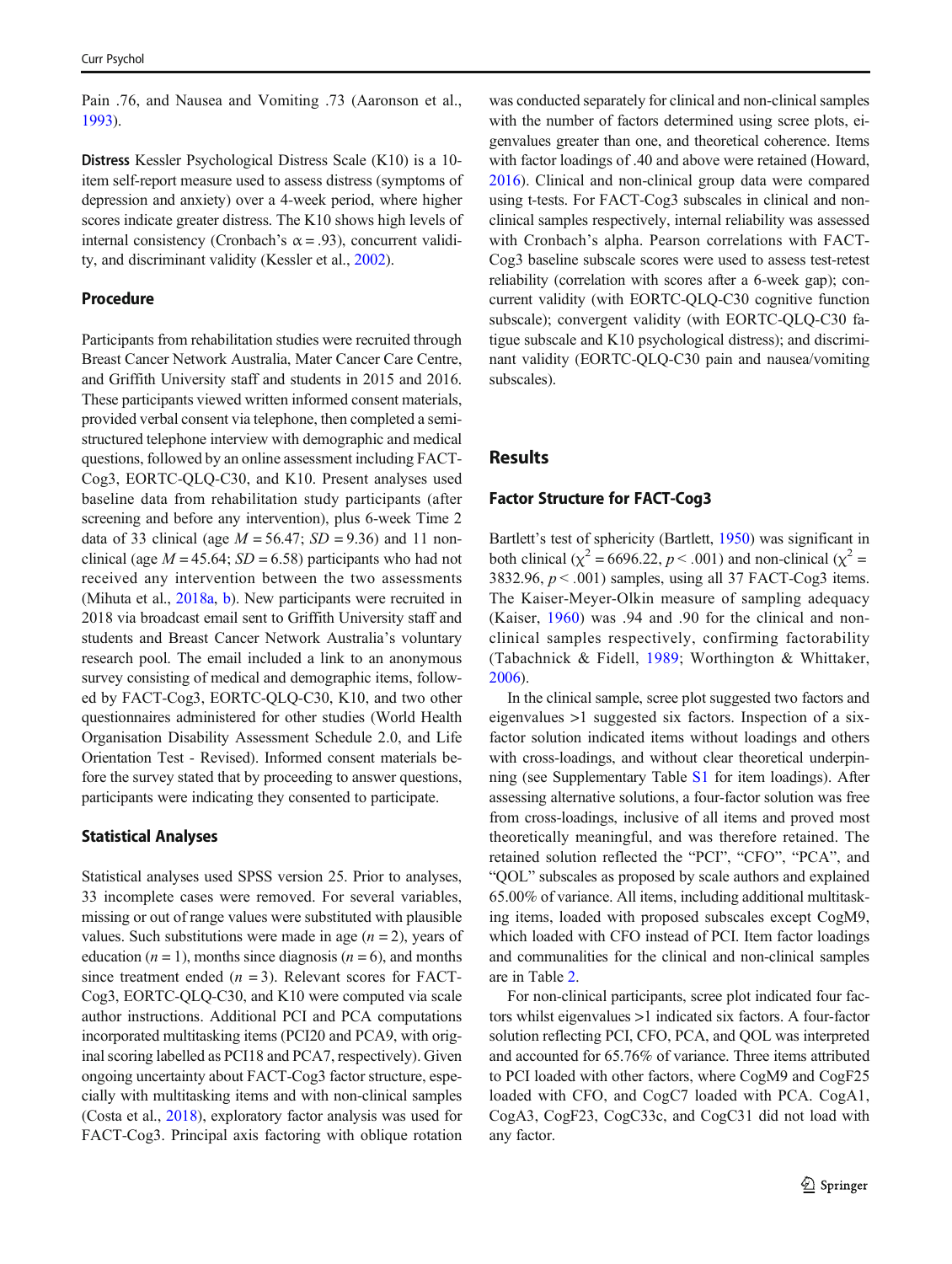Pain .76, and Nausea and Vomiting .73 (Aaronson et al., 1993).

**Distress** Kessler Psychological Distress Scale (K10) is a 10-item self-report measure used to assess distress (symptoms of depression and anxiety) over a 4-week period, where higher scores indicate greater distress. The K10 shows high levels of internal consistency (Cronbach's $\alpha = .93$), concurrent validity, and discriminant validity (Kessler et al., 2002).

### Procedure

Participants from rehabilitation studies were recruited through Breast Cancer Network Australia, Mater Cancer Care Centre, and Griffith University staff and students in 2015 and 2016. These participants viewed written informed consent materials, provided verbal consent via telephone, then completed a semi-structured telephone interview with demographic and medical questions, followed by an online assessment including FACT-Cog3, EORTC-QLQ-C30, and K10. Present analyses used baseline data from rehabilitation study participants (after screening and before any intervention), plus 6-week Time 2 data of 33 clinical (age $M = 56.47$; $SD = 9.36$) and 11 non-clinical (age $M = 45.64$; $SD = 6.58$) participants who had not received any intervention between the two assessments (Mihuta et al., 2018a, b). New participants were recruited in 2018 via broadcast email sent to Griffith University staff and students and Breast Cancer Network Australia's voluntary research pool. The email included a link to an anonymous survey consisting of medical and demographic items, followed by FACT-Cog3, EORTC-QLQ-C30, K10, and two other questionnaires administered for other studies (World Health Organisation Disability Assessment Schedule 2.0, and Life Orientation Test - Revised). Informed consent materials before the survey stated that by proceeding to answer questions, participants were indicating they consented to participate.

### Statistical Analyses

Statistical analyses used SPSS version 25. Prior to analyses, 33 incomplete cases were removed. For several variables, missing or out of range values were substituted with plausible values. Such substitutions were made in age ($n = 2$), years of education ($n = 1$), months since diagnosis ($n = 6$), and months since treatment ended ($n = 3$). Relevant scores for FACT-Cog3, EORTC-QLQ-C30, and K10 were computed via scale author instructions. Additional PCI and PCA computations incorporated multitasking items (PCI20 and PCA9, with original scoring labelled as PCI18 and PCA7, respectively). Given ongoing uncertainty about FACT-Cog3 factor structure, especially with multitasking items and with non-clinical samples (Costa et al., 2018), exploratory factor analysis was used for FACT-Cog3. Principal axis factoring with oblique rotation was conducted separately for clinical and non-clinical samples with the number of factors determined using scree plots, eigenvalues greater than one, and theoretical coherence. Items with factor loadings of .40 and above were retained (Howard, 2016). Clinical and non-clinical group data were compared using t-tests. For FACT-Cog3 subscales in clinical and non-clinical samples respectively, internal reliability was assessed with Cronbach's alpha. Pearson correlations with FACT-Cog3 baseline subscale scores were used to assess test-retest reliability (correlation with scores after a 6-week gap); concurrent validity (with EORTC-QLQ-C30 cognitive function subscale); convergent validity (with EORTC-QLQ-C30 fatigue subscale and K10 psychological distress); and discriminant validity (EORTC-QLQ-C30 pain and nausea/vomiting subscales).

## Results

### Factor Structure for FACT-Cog3

Bartlett's test of sphericity (Bartlett, 1950) was significant in both clinical ($\chi^2 = 6696.22$, $p < .001$) and non-clinical ($\chi^2 = 3832.96$, $p < .001$) samples, using all 37 FACT-Cog3 items. The Kaiser-Meyer-Olkin measure of sampling adequacy (Kaiser, 1960) was .94 and .90 for the clinical and non-clinical samples respectively, confirming factorability (Tabachnick & Fidell, 1989; Worthington & Whittaker, 2006).

In the clinical sample, scree plot suggested two factors and eigenvalues >1 suggested six factors. Inspection of a six-factor solution indicated items without loadings and others with cross-loadings, and without clear theoretical underpinning (see Supplementary Table S1 for item loadings). After assessing alternative solutions, a four-factor solution was free from cross-loadings, inclusive of all items and proved most theoretically meaningful, and was therefore retained. The retained solution reflected the "PCI", "CFO", "PCA", and "QOL" subscales as proposed by scale authors and explained 65.00% of variance. All items, including additional multitasking items, loaded with proposed subscales except CogM9, which loaded with CFO instead of PCI. Item factor loadings and communalities for the clinical and non-clinical samples are in Table 2.

For non-clinical participants, scree plot indicated four factors whilst eigenvalues >1 indicated six factors. A four-factor solution reflecting PCI, CFO, PCA, and QOL was interpreted and accounted for 65.76% of variance. Three items attributed to PCI loaded with other factors, where CogM9 and CogF25 loaded with CFO, and CogC7 loaded with PCA. CogA1, CogA3, CogF23, CogC33c, and CogC31 did not load with any factor.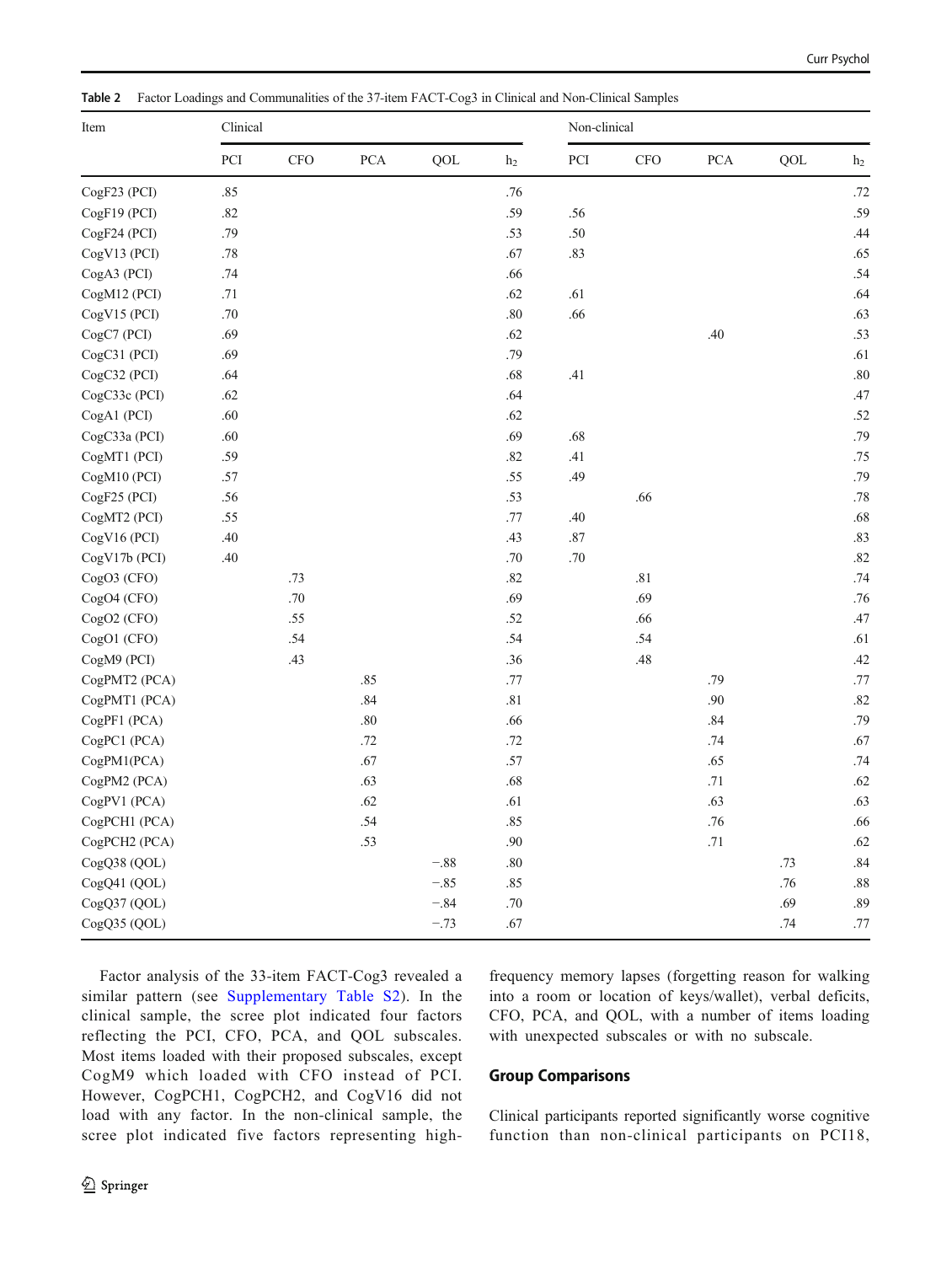**Table 2** Factor Loadings and Communalities of the 37-item FACT-Cog3 in Clinical and Non-Clinical Samples

| Item | Clinical | | | | | Non-clinical | | | | |
|---|---|---|---|---|---|---|---|---|---|---|
| | PCI | CFO | PCA | QOL | $h_2$ | PCI | CFO | PCA | QOL | $h_2$ |
| CogF23 (PCI) | .85 | | | | .76 | | | | | .72 |
| CogF19 (PCI) | .82 | | | | .59 | .56 | | | | .59 |
| CogF24 (PCI) | .79 | | | | .53 | .50 | | | | .44 |
| CogV13 (PCI) | .78 | | | | .67 | .83 | | | | .65 |
| CogA3 (PCI) | .74 | | | | .66 | | | | | .54 |
| CogM12 (PCI) | .71 | | | | .62 | .61 | | | | .64 |
| CogV15 (PCI) | .70 | | | | .80 | .66 | | | | .63 |
| CogC7 (PCI) | .69 | | | | .62 | | | .40 | | .53 |
| CogC31 (PCI) | .69 | | | | .79 | | | | | .61 |
| CogC32 (PCI) | .64 | | | | .68 | .41 | | | | .80 |
| CogC33c (PCI) | .62 | | | | .64 | | | | | .47 |
| CogA1 (PCI) | .60 | | | | .62 | | | | | .52 |
| CogC33a (PCI) | .60 | | | | .69 | .68 | | | | .79 |
| CogMT1 (PCI) | .59 | | | | .82 | .41 | | | | .75 |
| CogM10 (PCI) | .57 | | | | .55 | .49 | | | | .79 |
| CogF25 (PCI) | .56 | | | | .53 | | .66 | | | .78 |
| CogMT2 (PCI) | .55 | | | | .77 | .40 | | | | .68 |
| CogV16 (PCI) | .40 | | | | .43 | .87 | | | | .83 |
| CogV17b (PCI) | .40 | | | | .70 | .70 | | | | .82 |
| CogO3 (CFO) | | .73 | | | .82 | | .81 | | | .74 |
| CogO4 (CFO) | | .70 | | | .69 | | .69 | | | .76 |
| CogO2 (CFO) | | .55 | | | .52 | | .66 | | | .47 |
| CogO1 (CFO) | | .54 | | | .54 | | .54 | | | .61 |
| CogM9 (PCI) | | .43 | | | .36 | | .48 | | | .42 |
| CogPMT2 (PCA) | | | .85 | | .77 | | | .79 | | .77 |
| CogPMT1 (PCA) | | | .84 | | .81 | | | .90 | | .82 |
| CogPF1 (PCA) | | | .80 | | .66 | | | .84 | | .79 |
| CogPC1 (PCA) | | | .72 | | .72 | | | .74 | | .67 |
| CogPM1(PCA) | | | .67 | | .57 | | | .65 | | .74 |
| CogPM2 (PCA) | | | .63 | | .68 | | | .71 | | .62 |
| CogPV1 (PCA) | | | .62 | | .61 | | | .63 | | .63 |
| CogPCH1 (PCA) | | | .54 | | .85 | | | .76 | | .66 |
| CogPCH2 (PCA) | | | .53 | | .90 | | | .71 | | .62 |
| CogQ38 (QOL) | | | | −.88 | .80 | | | | .73 | .84 |
| CogQ41 (QOL) | | | | −.85 | .85 | | | | .76 | .88 |
| CogQ37 (QOL) | | | | −.84 | .70 | | | | .69 | .89 |
| CogQ35 (QOL) | | | | −.73 | .67 | | | | .74 | .77 |

Factor analysis of the 33-item FACT-Cog3 revealed a similar pattern (see Supplementary Table S2). In the clinical sample, the scree plot indicated four factors reflecting the PCI, CFO, PCA, and QOL subscales. Most items loaded with their proposed subscales, except CogM9 which loaded with CFO instead of PCI. However, CogPCH1, CogPCH2, and CogV16 did not load with any factor. In the non-clinical sample, the scree plot indicated five factors representing high-frequency memory lapses (forgetting reason for walking into a room or location of keys/wallet), verbal deficits, CFO, PCA, and QOL, with a number of items loading with unexpected subscales or with no subscale.

## Group Comparisons

Clinical participants reported significantly worse cognitive function than non-clinical participants on PCI18,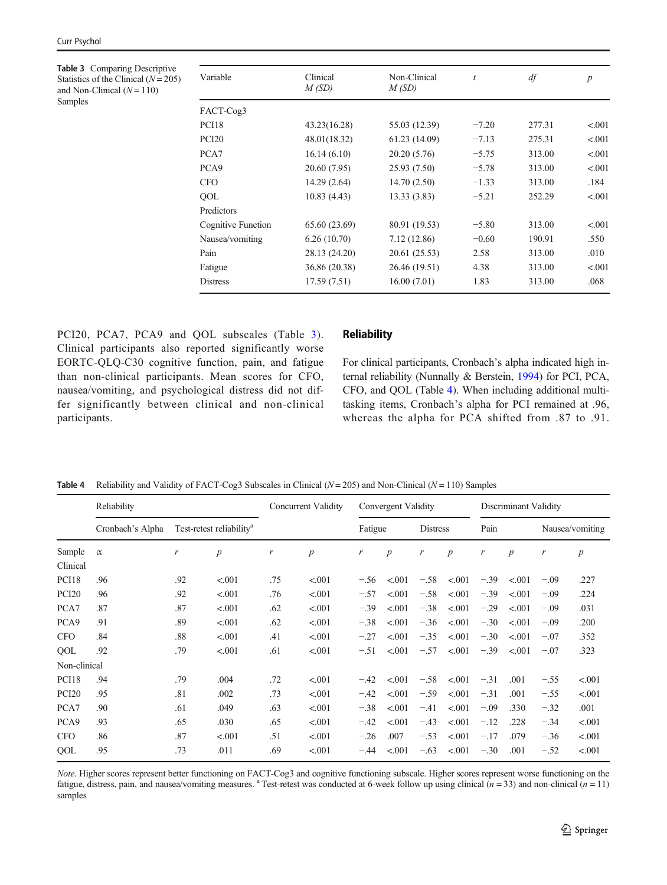**Table 3** Comparing Descriptive Statistics of the Clinical ($N = 205$) and Non-Clinical ($N = 110$) Samples

| Variable | Clinical *M (SD)* | Non-Clinical *M (SD)* | *t* | *df* | *p* |
|---|---|---|---|---|---|
| FACT-Cog3 | | | | | |
| PCI18 | 43.23(16.28) | 55.03 (12.39) | −7.20 | 277.31 | <.001 |
| PCI20 | 48.01(18.32) | 61.23 (14.09) | −7.13 | 275.31 | <.001 |
| PCA7 | 16.14 (6.10) | 20.20 (5.76) | −5.75 | 313.00 | <.001 |
| PCA9 | 20.60 (7.95) | 25.93 (7.50) | −5.78 | 313.00 | <.001 |
| CFO | 14.29 (2.64) | 14.70 (2.50) | −1.33 | 313.00 | .184 |
| QOL | 10.83 (4.43) | 13.33 (3.83) | −5.21 | 252.29 | <.001 |
| Predictors | | | | | |
| Cognitive Function | 65.60 (23.69) | 80.91 (19.53) | −5.80 | 313.00 | <.001 |
| Nausea/vomiting | 6.26 (10.70) | 7.12 (12.86) | −0.60 | 190.91 | .550 |
| Pain | 28.13 (24.20) | 20.61 (25.53) | 2.58 | 313.00 | .010 |
| Fatigue | 36.86 (20.38) | 26.46 (19.51) | 4.38 | 313.00 | <.001 |
| Distress | 17.59 (7.51) | 16.00 (7.01) | 1.83 | 313.00 | .068 |

PCI20, PCA7, PCA9 and QOL subscales (Table 3). Clinical participants also reported significantly worse EORTC-QLQ-C30 cognitive function, pain, and fatigue than non-clinical participants. Mean scores for CFO, nausea/vomiting, and psychological distress did not differ significantly between clinical and non-clinical participants.

## Reliability

For clinical participants, Cronbach's alpha indicated high internal reliability (Nunnally & Berstein, 1994) for PCI, PCA, CFO, and QOL (Table 4). When including additional multi-tasking items, Cronbach's alpha for PCI remained at .96, whereas the alpha for PCA shifted from .87 to .91.

**Table 4** Reliability and Validity of FACT-Cog3 Subscales in Clinical ($N = 205$) and Non-Clinical ($N = 110$) Samples

| | Reliability | | | Concurrent Validity | | Convergent Validity | | | | Discriminant Validity | | | |
|---|---|---|---|---|---|---|---|---|---|---|---|---|---|
| | Cronbach's Alpha | Test-retest reliability[a] | | | | Fatigue | | Distress | | Pain | | Nausea/vomiting | |
| Sample | α | *r* | *p* | *r* | *p* | *r* | *p* | *r* | *p* | *r* | *p* | *r* | *p* |
| Clinical | | | | | | | | | | | | | |
| PCI18 | .96 | .92 | <.001 | .75 | <.001 | −.56 | <.001 | −.58 | <.001 | −.39 | <.001 | −.09 | .227 |
| PCI20 | .96 | .92 | <.001 | .76 | <.001 | −.57 | <.001 | −.58 | <.001 | −.39 | <.001 | −.09 | .224 |
| PCA7 | .87 | .87 | <.001 | .62 | <.001 | −.39 | <.001 | −.38 | <.001 | −.29 | <.001 | −.09 | .031 |
| PCA9 | .91 | .89 | <.001 | .62 | <.001 | −.38 | <.001 | −.36 | <.001 | −.30 | <.001 | −.09 | .200 |
| CFO | .84 | .88 | <.001 | .41 | <.001 | −.27 | <.001 | −.35 | <.001 | −.30 | <.001 | −.07 | .352 |
| QOL | .92 | .79 | <.001 | .61 | <.001 | −.51 | <.001 | −.57 | <.001 | −.39 | <.001 | −.07 | .323 |
| Non-clinical | | | | | | | | | | | | | |
| PCI18 | .94 | .79 | .004 | .72 | <.001 | −.42 | <.001 | −.58 | <.001 | −.31 | .001 | −.55 | <.001 |
| PCI20 | .95 | .81 | .002 | .73 | <.001 | −.42 | <.001 | −.59 | <.001 | −.31 | .001 | −.55 | <.001 |
| PCA7 | .90 | .61 | .049 | .63 | <.001 | −.38 | <.001 | −.41 | <.001 | −.09 | .330 | −.32 | .001 |
| PCA9 | .93 | .65 | .030 | .65 | <.001 | −.42 | <.001 | −.43 | <.001 | −.12 | .228 | −.34 | <.001 |
| CFO | .86 | .87 | <.001 | .51 | <.001 | −.26 | .007 | −.53 | <.001 | −.17 | .079 | −.36 | <.001 |
| QOL | .95 | .73 | .011 | .69 | <.001 | −.44 | <.001 | −.63 | <.001 | −.30 | .001 | −.52 | <.001 |

*Note*. Higher scores represent better functioning on FACT-Cog3 and cognitive functioning subscale. Higher scores represent worse functioning on the fatigue, distress, pain, and nausea/vomiting measures. [a] Test-retest was conducted at 6-week follow up using clinical ($n = 33$) and non-clinical ($n = 11$) samples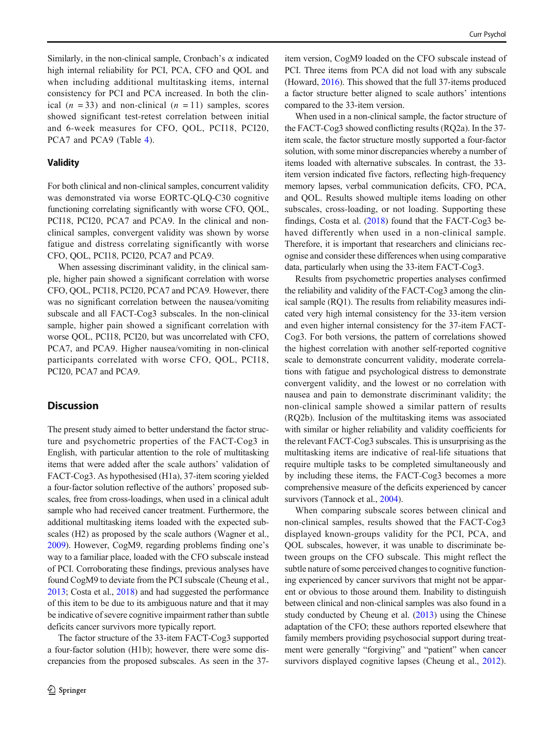Similarly, in the non-clinical sample, Cronbach's α indicated high internal reliability for PCI, PCA, CFO and QOL and when including additional multitasking items, internal consistency for PCI and PCA increased. In both the clinical ($n = 33$) and non-clinical ($n = 11$) samples, scores showed significant test-retest correlation between initial and 6-week measures for CFO, QOL, PCI18, PCI20, PCA7 and PCA9 (Table 4).

### Validity

For both clinical and non-clinical samples, concurrent validity was demonstrated via worse EORTC-QLQ-C30 cognitive functioning correlating significantly with worse CFO, QOL, PCI18, PCI20, PCA7 and PCA9. In the clinical and non-clinical samples, convergent validity was shown by worse fatigue and distress correlating significantly with worse CFO, QOL, PCI18, PCI20, PCA7 and PCA9.

When assessing discriminant validity, in the clinical sample, higher pain showed a significant correlation with worse CFO, QOL, PCI18, PCI20, PCA7 and PCA9. However, there was no significant correlation between the nausea/vomiting subscale and all FACT-Cog3 subscales. In the non-clinical sample, higher pain showed a significant correlation with worse QOL, PCI18, PCI20, but was uncorrelated with CFO, PCA7, and PCA9. Higher nausea/vomiting in non-clinical participants correlated with worse CFO, QOL, PCI18, PCI20, PCA7 and PCA9.

## Discussion

The present study aimed to better understand the factor structure and psychometric properties of the FACT-Cog3 in English, with particular attention to the role of multitasking items that were added after the scale authors' validation of FACT-Cog3. As hypothesised (H1a), 37-item scoring yielded a four-factor solution reflective of the authors' proposed subscales, free from cross-loadings, when used in a clinical adult sample who had received cancer treatment. Furthermore, the additional multitasking items loaded with the expected subscales (H2) as proposed by the scale authors (Wagner et al., 2009). However, CogM9, regarding problems finding one's way to a familiar place, loaded with the CFO subscale instead of PCI. Corroborating these findings, previous analyses have found CogM9 to deviate from the PCI subscale (Cheung et al., 2013; Costa et al., 2018) and had suggested the performance of this item to be due to its ambiguous nature and that it may be indicative of severe cognitive impairment rather than subtle deficits cancer survivors more typically report.

The factor structure of the 33-item FACT-Cog3 supported a four-factor solution (H1b); however, there were some discrepancies from the proposed subscales. As seen in the 37-item version, CogM9 loaded on the CFO subscale instead of PCI. Three items from PCA did not load with any subscale (Howard, 2016). This showed that the full 37-items produced a factor structure better aligned to scale authors' intentions compared to the 33-item version.

When used in a non-clinical sample, the factor structure of the FACT-Cog3 showed conflicting results (RQ2a). In the 37-item scale, the factor structure mostly supported a four-factor solution, with some minor discrepancies whereby a number of items loaded with alternative subscales. In contrast, the 33-item version indicated five factors, reflecting high-frequency memory lapses, verbal communication deficits, CFO, PCA, and QOL. Results showed multiple items loading on other subscales, cross-loading, or not loading. Supporting these findings, Costa et al. (2018) found that the FACT-Cog3 behaved differently when used in a non-clinical sample. Therefore, it is important that researchers and clinicians recognise and consider these differences when using comparative data, particularly when using the 33-item FACT-Cog3.

Results from psychometric properties analyses confirmed the reliability and validity of the FACT-Cog3 among the clinical sample (RQ1). The results from reliability measures indicated very high internal consistency for the 33-item version and even higher internal consistency for the 37-item FACT-Cog3. For both versions, the pattern of correlations showed the highest correlation with another self-reported cognitive scale to demonstrate concurrent validity, moderate correlations with fatigue and psychological distress to demonstrate convergent validity, and the lowest or no correlation with nausea and pain to demonstrate discriminant validity; the non-clinical sample showed a similar pattern of results (RQ2b). Inclusion of the multitasking items was associated with similar or higher reliability and validity coefficients for the relevant FACT-Cog3 subscales. This is unsurprising as the multitasking items are indicative of real-life situations that require multiple tasks to be completed simultaneously and by including these items, the FACT-Cog3 becomes a more comprehensive measure of the deficits experienced by cancer survivors (Tannock et al., 2004).

When comparing subscale scores between clinical and non-clinical samples, results showed that the FACT-Cog3 displayed known-groups validity for the PCI, PCA, and QOL subscales, however, it was unable to discriminate between groups on the CFO subscale. This might reflect the subtle nature of some perceived changes to cognitive functioning experienced by cancer survivors that might not be apparent or obvious to those around them. Inability to distinguish between clinical and non-clinical samples was also found in a study conducted by Cheung et al. (2013) using the Chinese adaptation of the CFO; these authors reported elsewhere that family members providing psychosocial support during treatment were generally "forgiving" and "patient" when cancer survivors displayed cognitive lapses (Cheung et al., 2012).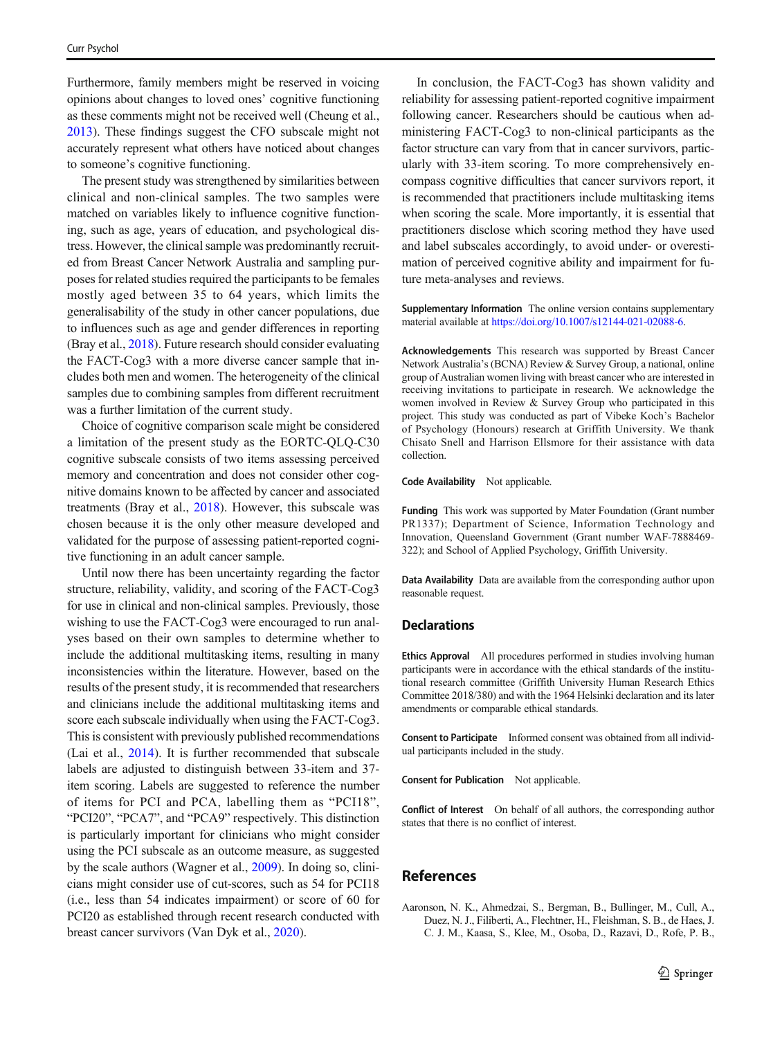Furthermore, family members might be reserved in voicing opinions about changes to loved ones' cognitive functioning as these comments might not be received well (Cheung et al., 2013). These findings suggest the CFO subscale might not accurately represent what others have noticed about changes to someone's cognitive functioning.

The present study was strengthened by similarities between clinical and non-clinical samples. The two samples were matched on variables likely to influence cognitive functioning, such as age, years of education, and psychological distress. However, the clinical sample was predominantly recruited from Breast Cancer Network Australia and sampling purposes for related studies required the participants to be females mostly aged between 35 to 64 years, which limits the generalisability of the study in other cancer populations, due to influences such as age and gender differences in reporting (Bray et al., 2018). Future research should consider evaluating the FACT-Cog3 with a more diverse cancer sample that includes both men and women. The heterogeneity of the clinical samples due to combining samples from different recruitment was a further limitation of the current study.

Choice of cognitive comparison scale might be considered a limitation of the present study as the EORTC-QLQ-C30 cognitive subscale consists of two items assessing perceived memory and concentration and does not consider other cognitive domains known to be affected by cancer and associated treatments (Bray et al., 2018). However, this subscale was chosen because it is the only other measure developed and validated for the purpose of assessing patient-reported cognitive functioning in an adult cancer sample.

Until now there has been uncertainty regarding the factor structure, reliability, validity, and scoring of the FACT-Cog3 for use in clinical and non-clinical samples. Previously, those wishing to use the FACT-Cog3 were encouraged to run analyses based on their own samples to determine whether to include the additional multitasking items, resulting in many inconsistencies within the literature. However, based on the results of the present study, it is recommended that researchers and clinicians include the additional multitasking items and score each subscale individually when using the FACT-Cog3. This is consistent with previously published recommendations (Lai et al., 2014). It is further recommended that subscale labels are adjusted to distinguish between 33-item and 37-item scoring. Labels are suggested to reference the number of items for PCI and PCA, labelling them as "PCI18", "PCI20", "PCA7", and "PCA9" respectively. This distinction is particularly important for clinicians who might consider using the PCI subscale as an outcome measure, as suggested by the scale authors (Wagner et al., 2009). In doing so, clinicians might consider use of cut-scores, such as 54 for PCI18 (i.e., less than 54 indicates impairment) or score of 60 for PCI20 as established through recent research conducted with breast cancer survivors (Van Dyk et al., 2020).

In conclusion, the FACT-Cog3 has shown validity and reliability for assessing patient-reported cognitive impairment following cancer. Researchers should be cautious when administering FACT-Cog3 to non-clinical participants as the factor structure can vary from that in cancer survivors, particularly with 33-item scoring. To more comprehensively encompass cognitive difficulties that cancer survivors report, it is recommended that practitioners include multitasking items when scoring the scale. More importantly, it is essential that practitioners disclose which scoring method they have used and label subscales accordingly, to avoid under- or overestimation of perceived cognitive ability and impairment for future meta-analyses and reviews.

**Supplementary Information** The online version contains supplementary material available at https://doi.org/10.1007/s12144-021-02088-6.

**Acknowledgements** This research was supported by Breast Cancer Network Australia's (BCNA) Review & Survey Group, a national, online group of Australian women living with breast cancer who are interested in receiving invitations to participate in research. We acknowledge the women involved in Review & Survey Group who participated in this project. This study was conducted as part of Vibeke Koch's Bachelor of Psychology (Honours) research at Griffith University. We thank Chisato Snell and Harrison Ellsmore for their assistance with data collection.

**Code Availability** Not applicable.

**Funding** This work was supported by Mater Foundation (Grant number PR1337); Department of Science, Information Technology and Innovation, Queensland Government (Grant number WAF-7888469-322); and School of Applied Psychology, Griffith University.

**Data Availability** Data are available from the corresponding author upon reasonable request.

## Declarations

**Ethics Approval** All procedures performed in studies involving human participants were in accordance with the ethical standards of the institutional research committee (Griffith University Human Research Ethics Committee 2018/380) and with the 1964 Helsinki declaration and its later amendments or comparable ethical standards.

**Consent to Participate** Informed consent was obtained from all individual participants included in the study.

**Consent for Publication** Not applicable.

**Conflict of Interest** On behalf of all authors, the corresponding author states that there is no conflict of interest.

## References

Aaronson, N. K., Ahmedzai, S., Bergman, B., Bullinger, M., Cull, A., Duez, N. J., Filiberti, A., Flechtner, H., Fleishman, S. B., de Haes, J. C. J. M., Kaasa, S., Klee, M., Osoba, D., Razavi, D., Rofe, P. B.,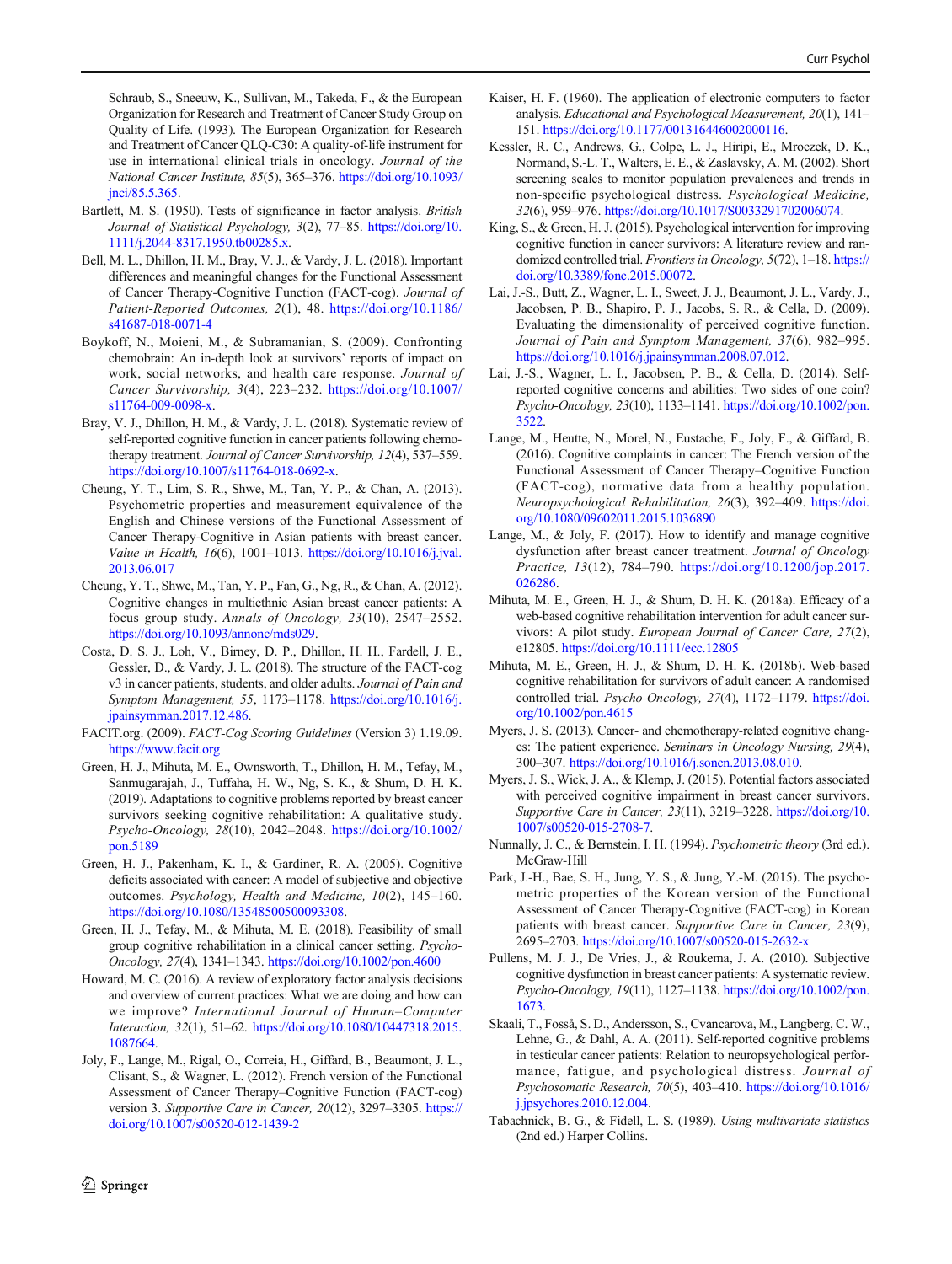Schraub, S., Sneeuw, K., Sullivan, M., Takeda, F., & the European Organization for Research and Treatment of Cancer Study Group on Quality of Life. (1993). The European Organization for Research and Treatment of Cancer QLQ-C30: A quality-of-life instrument for use in international clinical trials in oncology. *Journal of the National Cancer Institute, 85*(5), 365–376. https://doi.org/10.1093/jnci/85.5.365.

Bartlett, M. S. (1950). Tests of significance in factor analysis. *British Journal of Statistical Psychology, 3*(2), 77–85. https://doi.org/10.1111/j.2044-8317.1950.tb00285.x.

Bell, M. L., Dhillon, H. M., Bray, V. J., & Vardy, J. L. (2018). Important differences and meaningful changes for the Functional Assessment of Cancer Therapy-Cognitive Function (FACT-cog). *Journal of Patient-Reported Outcomes, 2*(1), 48. https://doi.org/10.1186/s41687-018-0071-4

Boykoff, N., Moieni, M., & Subramanian, S. (2009). Confronting chemobrain: An in-depth look at survivors' reports of impact on work, social networks, and health care response. *Journal of Cancer Survivorship, 3*(4), 223–232. https://doi.org/10.1007/s11764-009-0098-x.

Bray, V. J., Dhillon, H. M., & Vardy, J. L. (2018). Systematic review of self-reported cognitive function in cancer patients following chemotherapy treatment. *Journal of Cancer Survivorship, 12*(4), 537–559. https://doi.org/10.1007/s11764-018-0692-x.

Cheung, Y. T., Lim, S. R., Shwe, M., Tan, Y. P., & Chan, A. (2013). Psychometric properties and measurement equivalence of the English and Chinese versions of the Functional Assessment of Cancer Therapy-Cognitive in Asian patients with breast cancer. *Value in Health, 16*(6), 1001–1013. https://doi.org/10.1016/j.jval.2013.06.017

Cheung, Y. T., Shwe, M., Tan, Y. P., Fan, G., Ng, R., & Chan, A. (2012). Cognitive changes in multiethnic Asian breast cancer patients: A focus group study. *Annals of Oncology, 23*(10), 2547–2552. https://doi.org/10.1093/annonc/mds029.

Costa, D. S. J., Loh, V., Birney, D. P., Dhillon, H. H., Fardell, J. E., Gessler, D., & Vardy, J. L. (2018). The structure of the FACT-cog v3 in cancer patients, students, and older adults. *Journal of Pain and Symptom Management, 55*, 1173–1178. https://doi.org/10.1016/j.jpainsymman.2017.12.486.

FACIT.org. (2009). *FACT-Cog Scoring Guidelines* (Version 3) 1.19.09. https://www.facit.org

Green, H. J., Mihuta, M. E., Ownsworth, T., Dhillon, H. M., Tefay, M., Sanmugarajah, J., Tuffaha, H. W., Ng, S. K., & Shum, D. H. K. (2019). Adaptations to cognitive problems reported by breast cancer survivors seeking cognitive rehabilitation: A qualitative study. *Psycho-Oncology, 28*(10), 2042–2048. https://doi.org/10.1002/pon.5189

Green, H. J., Pakenham, K. I., & Gardiner, R. A. (2005). Cognitive deficits associated with cancer: A model of subjective and objective outcomes. *Psychology, Health and Medicine, 10*(2), 145–160. https://doi.org/10.1080/13548500500093308.

Green, H. J., Tefay, M., & Mihuta, M. E. (2018). Feasibility of small group cognitive rehabilitation in a clinical cancer setting. *Psycho-Oncology, 27*(4), 1341–1343. https://doi.org/10.1002/pon.4600

Howard, M. C. (2016). A review of exploratory factor analysis decisions and overview of current practices: What we are doing and how can we improve? *International Journal of Human–Computer Interaction, 32*(1), 51–62. https://doi.org/10.1080/10447318.2015.1087664.

Joly, F., Lange, M., Rigal, O., Correia, H., Giffard, B., Beaumont, J. L., Clisant, S., & Wagner, L. (2012). French version of the Functional Assessment of Cancer Therapy–Cognitive Function (FACT-cog) version 3. *Supportive Care in Cancer, 20*(12), 3297–3305. https://doi.org/10.1007/s00520-012-1439-2

Kaiser, H. F. (1960). The application of electronic computers to factor analysis. *Educational and Psychological Measurement, 20*(1), 141–151. https://doi.org/10.1177/001316446002000116.

Kessler, R. C., Andrews, G., Colpe, L. J., Hiripi, E., Mroczek, D. K., Normand, S.-L. T., Walters, E. E., & Zaslavsky, A. M. (2002). Short screening scales to monitor population prevalences and trends in non-specific psychological distress. *Psychological Medicine, 32*(6), 959–976. https://doi.org/10.1017/S0033291702006074.

King, S., & Green, H. J. (2015). Psychological intervention for improving cognitive function in cancer survivors: A literature review and randomized controlled trial. *Frontiers in Oncology, 5*(72), 1–18. https://doi.org/10.3389/fonc.2015.00072.

Lai, J.-S., Butt, Z., Wagner, L. I., Sweet, J. J., Beaumont, J. L., Vardy, J., Jacobsen, P. B., Shapiro, P. J., Jacobs, S. R., & Cella, D. (2009). Evaluating the dimensionality of perceived cognitive function. *Journal of Pain and Symptom Management, 37*(6), 982–995. https://doi.org/10.1016/j.jpainsymman.2008.07.012.

Lai, J.-S., Wagner, L. I., Jacobsen, P. B., & Cella, D. (2014). Self-reported cognitive concerns and abilities: Two sides of one coin? *Psycho-Oncology, 23*(10), 1133–1141. https://doi.org/10.1002/pon.3522.

Lange, M., Heutte, N., Morel, N., Eustache, F., Joly, F., & Giffard, B. (2016). Cognitive complaints in cancer: The French version of the Functional Assessment of Cancer Therapy–Cognitive Function (FACT-cog), normative data from a healthy population. *Neuropsychological Rehabilitation, 26*(3), 392–409. https://doi.org/10.1080/09602011.2015.1036890

Lange, M., & Joly, F. (2017). How to identify and manage cognitive dysfunction after breast cancer treatment. *Journal of Oncology Practice, 13*(12), 784–790. https://doi.org/10.1200/jop.2017.026286.

Mihuta, M. E., Green, H. J., & Shum, D. H. K. (2018a). Efficacy of a web-based cognitive rehabilitation intervention for adult cancer survivors: A pilot study. *European Journal of Cancer Care, 27*(2), e12805. https://doi.org/10.1111/ecc.12805

Mihuta, M. E., Green, H. J., & Shum, D. H. K. (2018b). Web-based cognitive rehabilitation for survivors of adult cancer: A randomised controlled trial. *Psycho-Oncology, 27*(4), 1172–1179. https://doi.org/10.1002/pon.4615

Myers, J. S. (2013). Cancer- and chemotherapy-related cognitive changes: The patient experience. *Seminars in Oncology Nursing, 29*(4), 300–307. https://doi.org/10.1016/j.soncn.2013.08.010.

Myers, J. S., Wick, J. A., & Klemp, J. (2015). Potential factors associated with perceived cognitive impairment in breast cancer survivors. *Supportive Care in Cancer, 23*(11), 3219–3228. https://doi.org/10.1007/s00520-015-2708-7.

Nunnally, J. C., & Bernstein, I. H. (1994). *Psychometric theory* (3rd ed.). McGraw-Hill

Park, J.-H., Bae, S. H., Jung, Y. S., & Jung, Y.-M. (2015). The psychometric properties of the Korean version of the Functional Assessment of Cancer Therapy-Cognitive (FACT-cog) in Korean patients with breast cancer. *Supportive Care in Cancer, 23*(9), 2695–2703. https://doi.org/10.1007/s00520-015-2632-x

Pullens, M. J. J., De Vries, J., & Roukema, J. A. (2010). Subjective cognitive dysfunction in breast cancer patients: A systematic review. *Psycho-Oncology, 19*(11), 1127–1138. https://doi.org/10.1002/pon.1673.

Skaali, T., Fosså, S. D., Andersson, S., Cvancarova, M., Langberg, C. W., Lehne, G., & Dahl, A. A. (2011). Self-reported cognitive problems in testicular cancer patients: Relation to neuropsychological performance, fatigue, and psychological distress. *Journal of Psychosomatic Research, 70*(5), 403–410. https://doi.org/10.1016/j.jpsychores.2010.12.004.

Tabachnick, B. G., & Fidell, L. S. (1989). *Using multivariate statistics* (2nd ed.) Harper Collins.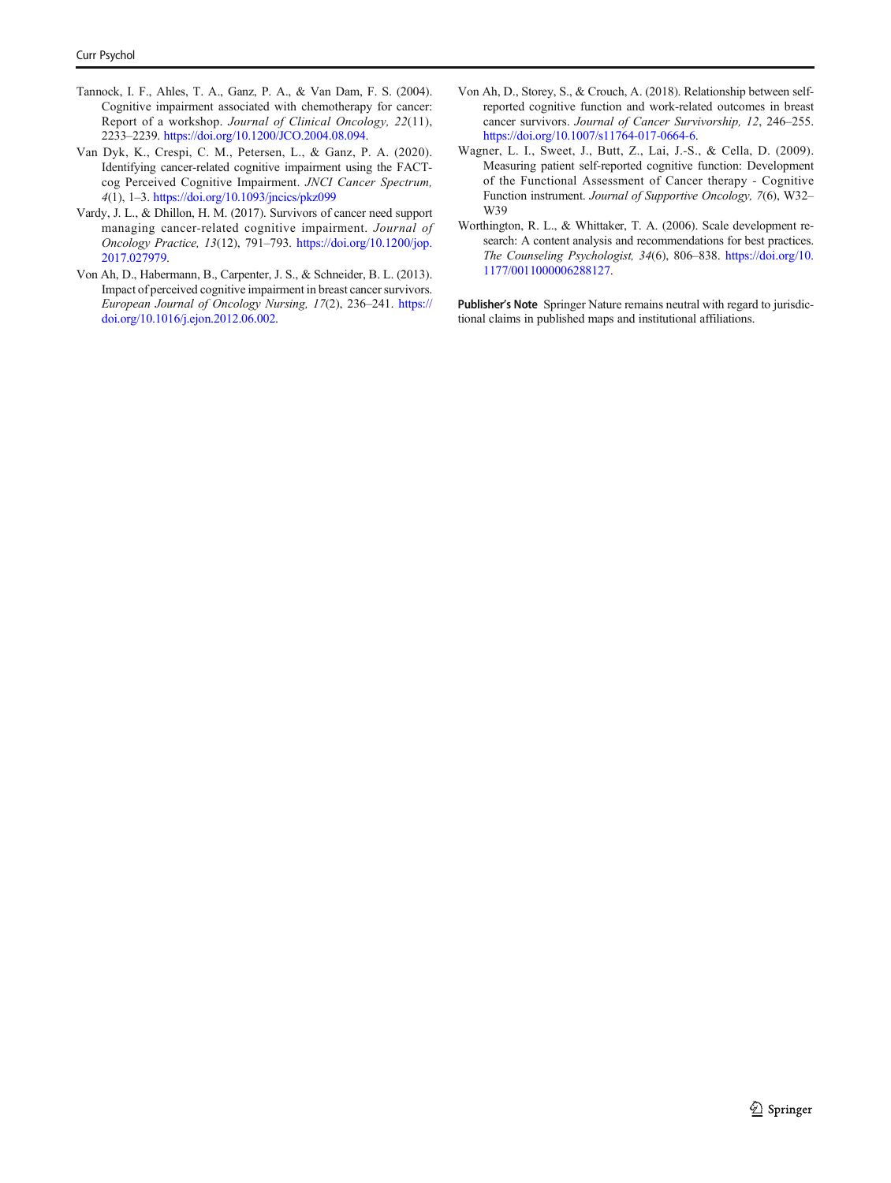Tannock, I. F., Ahles, T. A., Ganz, P. A., & Van Dam, F. S. (2004). Cognitive impairment associated with chemotherapy for cancer: Report of a workshop. *Journal of Clinical Oncology, 22*(11), 2233–2239. https://doi.org/10.1200/JCO.2004.08.094.

Van Dyk, K., Crespi, C. M., Petersen, L., & Ganz, P. A. (2020). Identifying cancer-related cognitive impairment using the FACT-cog Perceived Cognitive Impairment. *JNCI Cancer Spectrum, 4*(1), 1–3. https://doi.org/10.1093/jncics/pkz099

Vardy, J. L., & Dhillon, H. M. (2017). Survivors of cancer need support managing cancer-related cognitive impairment. *Journal of Oncology Practice, 13*(12), 791–793. https://doi.org/10.1200/jop.2017.027979.

Von Ah, D., Habermann, B., Carpenter, J. S., & Schneider, B. L. (2013). Impact of perceived cognitive impairment in breast cancer survivors. *European Journal of Oncology Nursing, 17*(2), 236–241. https://doi.org/10.1016/j.ejon.2012.06.002.

Von Ah, D., Storey, S., & Crouch, A. (2018). Relationship between self-reported cognitive function and work-related outcomes in breast cancer survivors. *Journal of Cancer Survivorship, 12*, 246–255. https://doi.org/10.1007/s11764-017-0664-6.

Wagner, L. I., Sweet, J., Butt, Z., Lai, J.-S., & Cella, D. (2009). Measuring patient self-reported cognitive function: Development of the Functional Assessment of Cancer therapy - Cognitive Function instrument. *Journal of Supportive Oncology, 7*(6), W32–W39

Worthington, R. L., & Whittaker, T. A. (2006). Scale development research: A content analysis and recommendations for best practices. *The Counseling Psychologist, 34*(6), 806–838. https://doi.org/10.1177/0011000006288127.

**Publisher's Note** Springer Nature remains neutral with regard to jurisdictional claims in published maps and institutional affiliations.